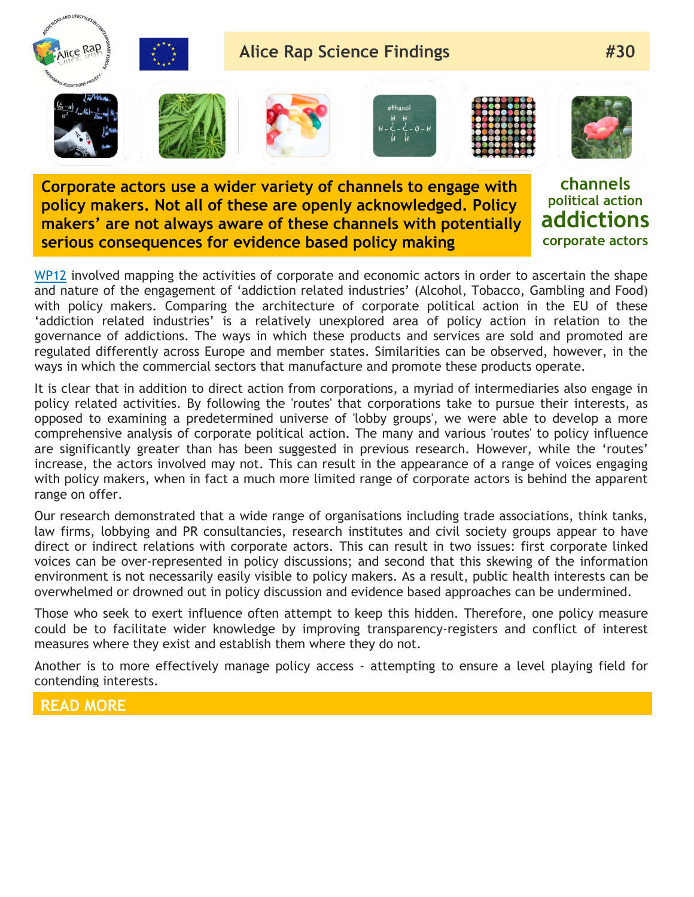# Alice Rap Science Findings #30

**Corporate actors use a wider variety of channels to engage with policy makers. Not all of these are openly acknowledged. Policy makers' are not always aware of these channels with potentially serious consequences for evidence based policy making**

**channels**
**political action**
**addictions**
**corporate actors**

WP12 involved mapping the activities of corporate and economic actors in order to ascertain the shape and nature of the engagement of 'addiction related industries' (Alcohol, Tobacco, Gambling and Food) with policy makers. Comparing the architecture of corporate political action in the EU of these 'addiction related industries' is a relatively unexplored area of policy action in relation to the governance of addictions. The ways in which these products and services are sold and promoted are regulated differently across Europe and member states. Similarities can be observed, however, in the ways in which the commercial sectors that manufacture and promote these products operate.

It is clear that in addition to direct action from corporations, a myriad of intermediaries also engage in policy related activities. By following the 'routes' that corporations take to pursue their interests, as opposed to examining a predetermined universe of 'lobby groups', we were able to develop a more comprehensive analysis of corporate political action. The many and various 'routes' to policy influence are significantly greater than has been suggested in previous research. However, while the 'routes' increase, the actors involved may not. This can result in the appearance of a range of voices engaging with policy makers, when in fact a much more limited range of corporate actors is behind the apparent range on offer.

Our research demonstrated that a wide range of organisations including trade associations, think tanks, law firms, lobbying and PR consultancies, research institutes and civil society groups appear to have direct or indirect relations with corporate actors. This can result in two issues: first corporate linked voices can be over-represented in policy discussions; and second that this skewing of the information environment is not necessarily easily visible to policy makers. As a result, public health interests can be overwhelmed or drowned out in policy discussion and evidence based approaches can be undermined.

Those who seek to exert influence often attempt to keep this hidden. Therefore, one policy measure could be to facilitate wider knowledge by improving transparency-registers and conflict of interest measures where they exist and establish them where they do not.

Another is to more effectively manage policy access - attempting to ensure a level playing field for contending interests.

**READ MORE**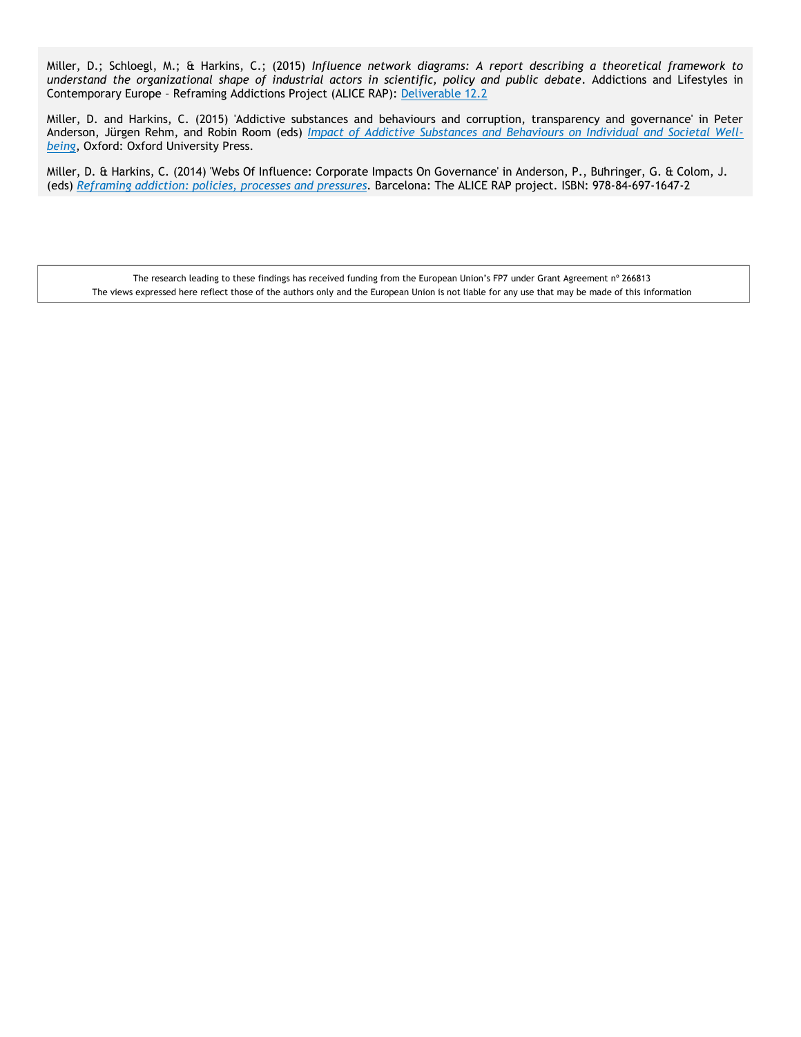Miller, D.; Schloegl, M.; & Harkins, C.; (2015) *Influence network diagrams: A report describing a theoretical framework to understand the organizational shape of industrial actors in scientific, policy and public debate*. Addictions and Lifestyles in Contemporary Europe – Reframing Addictions Project (ALICE RAP): Deliverable 12.2

Miller, D. and Harkins, C. (2015) 'Addictive substances and behaviours and corruption, transparency and governance' in Peter Anderson, Jürgen Rehm, and Robin Room (eds) *Impact of Addictive Substances and Behaviours on Individual and Societal Well-being*, Oxford: Oxford University Press.

Miller, D. & Harkins, C. (2014) 'Webs Of Influence: Corporate Impacts On Governance' in Anderson, P., Buhringer, G. & Colom, J. (eds) *Reframing addiction: policies, processes and pressures*. Barcelona: The ALICE RAP project. ISBN: 978-84-697-1647-2

The research leading to these findings has received funding from the European Union's FP7 under Grant Agreement nº 266813
The views expressed here reflect those of the authors only and the European Union is not liable for any use that may be made of this information